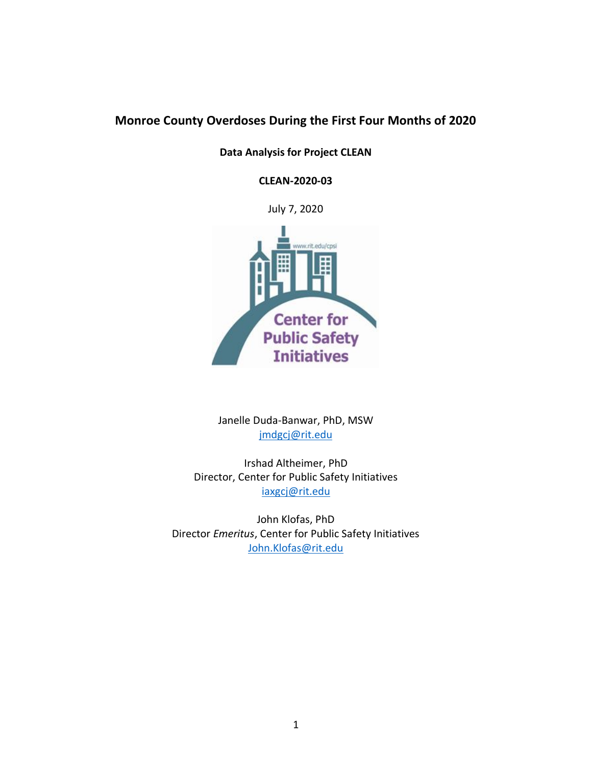# Monroe County Overdoses During the First Four Months of 2020

**Data Analysis for Project CLEAN**

**CLEAN-2020-03**

July 7, 2020

Janelle Duda-Banwar, PhD, MSW
jmdgcj@rit.edu

Irshad Altheimer, PhD
Director, Center for Public Safety Initiatives
iaxgcj@rit.edu

John Klofas, PhD
Director *Emeritus*, Center for Public Safety Initiatives
John.Klofas@rit.edu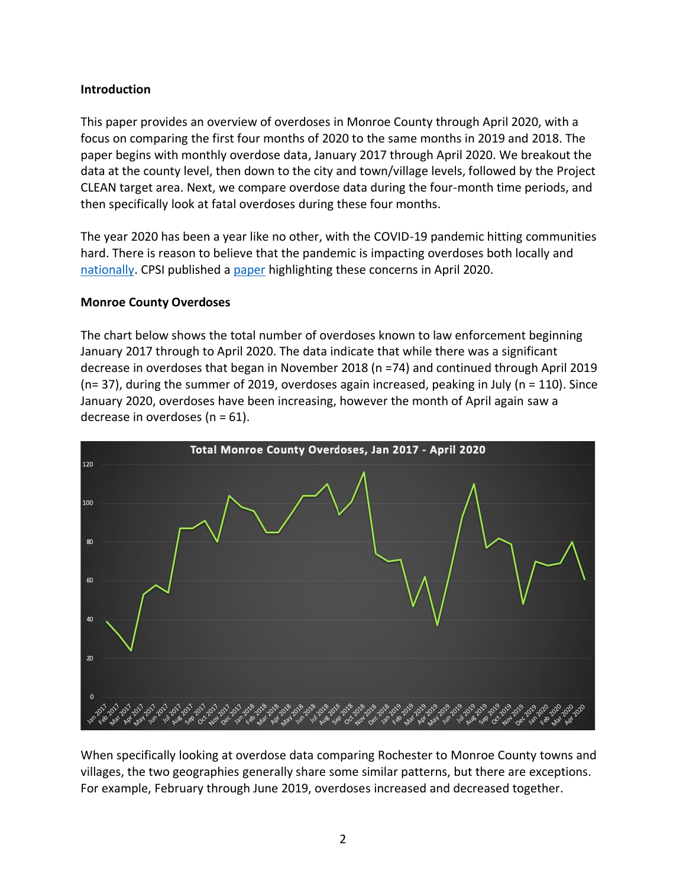**Introduction**

This paper provides an overview of overdoses in Monroe County through April 2020, with a focus on comparing the first four months of 2020 to the same months in 2019 and 2018. The paper begins with monthly overdose data, January 2017 through April 2020. We breakout the data at the county level, then down to the city and town/village levels, followed by the Project CLEAN target area. Next, we compare overdose data during the four-month time periods, and then specifically look at fatal overdoses during these four months.

The year 2020 has been a year like no other, with the COVID-19 pandemic hitting communities hard. There is reason to believe that the pandemic is impacting overdoses both locally and nationally. CPSI published a paper highlighting these concerns in April 2020.

**Monroe County Overdoses**

The chart below shows the total number of overdoses known to law enforcement beginning January 2017 through to April 2020. The data indicate that while there was a significant decrease in overdoses that began in November 2018 (n =74) and continued through April 2019 (n= 37), during the summer of 2019, overdoses again increased, peaking in July (n = 110). Since January 2020, overdoses have been increasing, however the month of April again saw a decrease in overdoses (n = 61).

Total Monroe County Overdoses, Jan 2017 - April 2020

When specifically looking at overdose data comparing Rochester to Monroe County towns and villages, the two geographies generally share some similar patterns, but there are exceptions. For example, February through June 2019, overdoses increased and decreased together.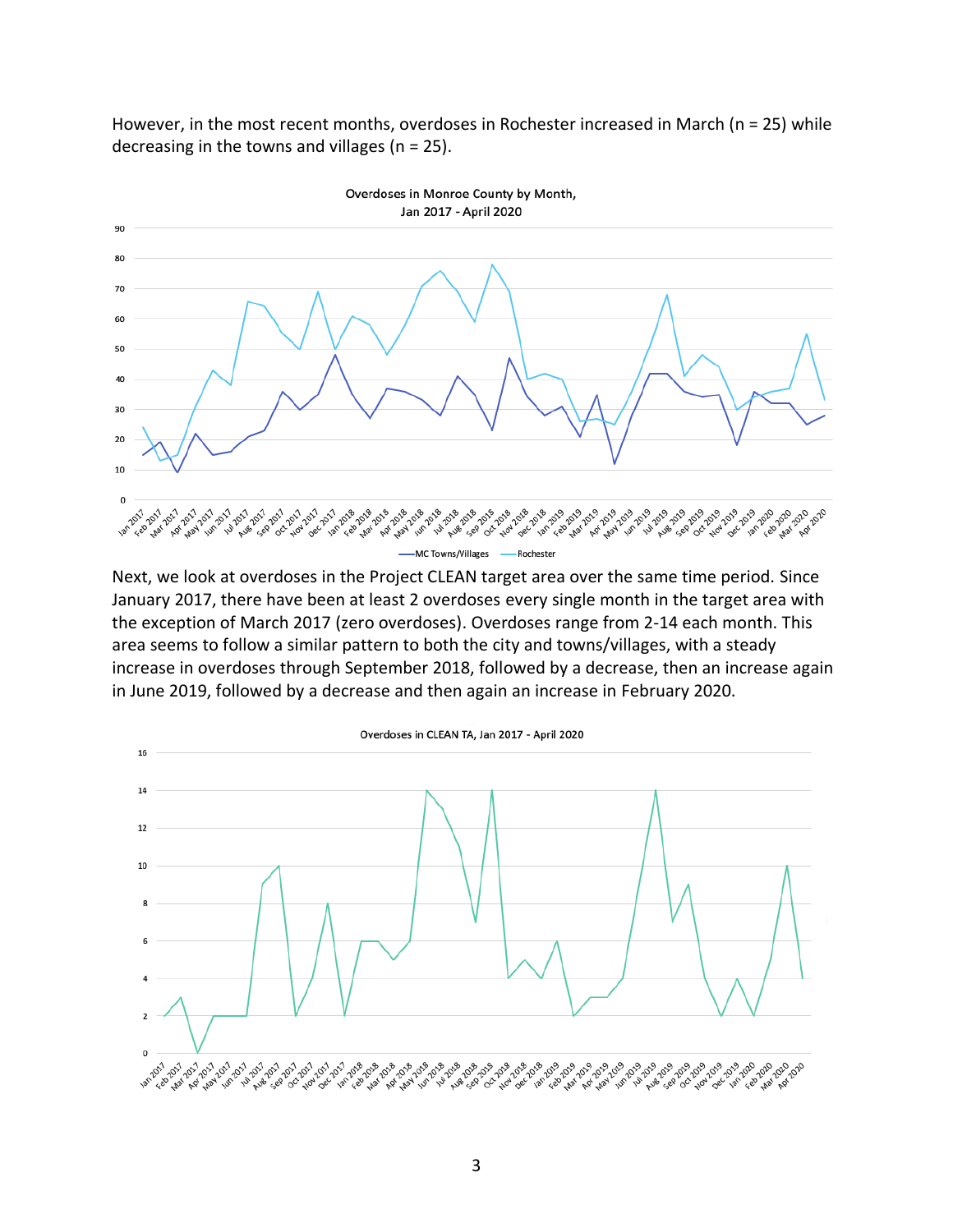However, in the most recent months, overdoses in Rochester increased in March (n = 25) while decreasing in the towns and villages (n = 25).

Overdoses in Monroe County by Month, Jan 2017 - April 2020

Next, we look at overdoses in the Project CLEAN target area over the same time period. Since January 2017, there have been at least 2 overdoses every single month in the target area with the exception of March 2017 (zero overdoses). Overdoses range from 2-14 each month. This area seems to follow a similar pattern to both the city and towns/villages, with a steady increase in overdoses through September 2018, followed by a decrease, then an increase again in June 2019, followed by a decrease and then again an increase in February 2020.

Overdoses in CLEAN TA, Jan 2017 - April 2020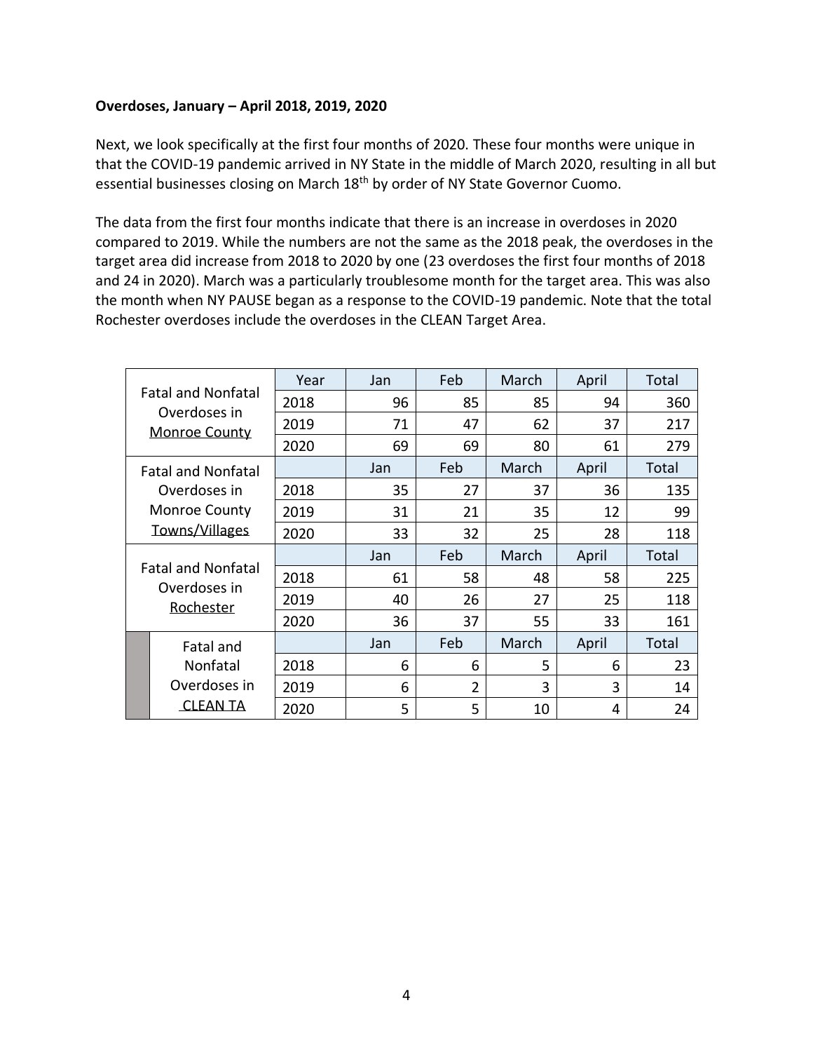**Overdoses, January – April 2018, 2019, 2020**

Next, we look specifically at the first four months of 2020. These four months were unique in that the COVID-19 pandemic arrived in NY State in the middle of March 2020, resulting in all but essential businesses closing on March 18th by order of NY State Governor Cuomo.

The data from the first four months indicate that there is an increase in overdoses in 2020 compared to 2019. While the numbers are not the same as the 2018 peak, the overdoses in the target area did increase from 2018 to 2020 by one (23 overdoses the first four months of 2018 and 24 in 2020). March was a particularly troublesome month for the target area. This was also the month when NY PAUSE began as a response to the COVID-19 pandemic. Note that the total Rochester overdoses include the overdoses in the CLEAN Target Area.

| | Year | Jan | Feb | March | April | Total |
|---|---|---|---|---|---|---|
| Fatal and Nonfatal Overdoses in Monroe County | 2018 | 96 | 85 | 85 | 94 | 360 |
| | 2019 | 71 | 47 | 62 | 37 | 217 |
| | 2020 | 69 | 69 | 80 | 61 | 279 |
| Fatal and Nonfatal Overdoses in Monroe County Towns/Villages | | Jan | Feb | March | April | Total |
| | 2018 | 35 | 27 | 37 | 36 | 135 |
| | 2019 | 31 | 21 | 35 | 12 | 99 |
| | 2020 | 33 | 32 | 25 | 28 | 118 |
| Fatal and Nonfatal Overdoses in Rochester | | Jan | Feb | March | April | Total |
| | 2018 | 61 | 58 | 48 | 58 | 225 |
| | 2019 | 40 | 26 | 27 | 25 | 118 |
| | 2020 | 36 | 37 | 55 | 33 | 161 |
| Fatal and Nonfatal Overdoses in CLEAN TA | | Jan | Feb | March | April | Total |
| | 2018 | 6 | 6 | 5 | 6 | 23 |
| | 2019 | 6 | 2 | 3 | 3 | 14 |
| | 2020 | 5 | 5 | 10 | 4 | 24 |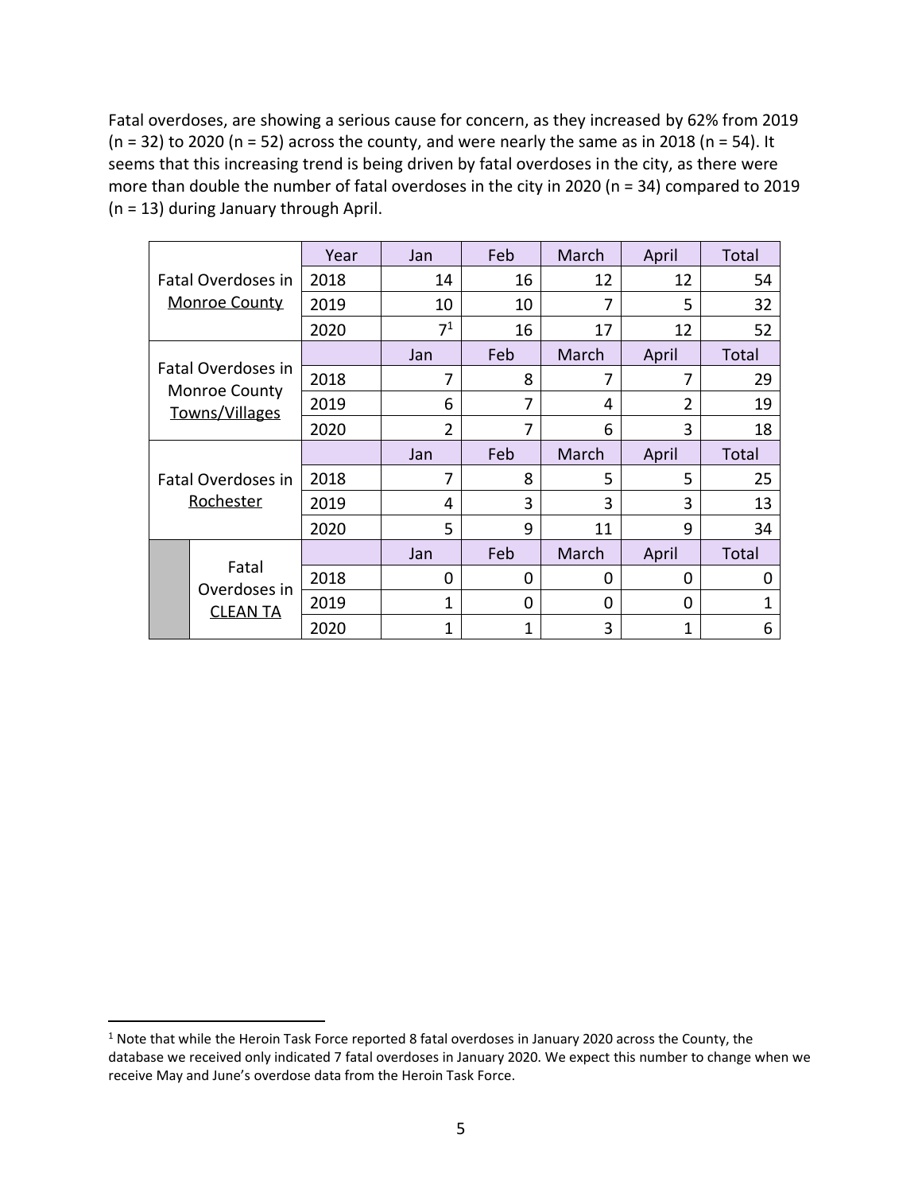Fatal overdoses, are showing a serious cause for concern, as they increased by 62% from 2019 (n = 32) to 2020 (n = 52) across the county, and were nearly the same as in 2018 (n = 54). It seems that this increasing trend is being driven by fatal overdoses in the city, as there were more than double the number of fatal overdoses in the city in 2020 (n = 34) compared to 2019 (n = 13) during January through April.

| | Year | Jan | Feb | March | April | Total |
|---|---|---|---|---|---|---|
| Fatal Overdoses in Monroe County | 2018 | 14 | 16 | 12 | 12 | 54 |
| | 2019 | 10 | 10 | 7 | 5 | 32 |
| | 2020 | 7[1] | 16 | 17 | 12 | 52 |
| Fatal Overdoses in Monroe County Towns/Villages | | Jan | Feb | March | April | Total |
| | 2018 | 7 | 8 | 7 | 7 | 29 |
| | 2019 | 6 | 7 | 4 | 2 | 19 |
| | 2020 | 2 | 7 | 6 | 3 | 18 |
| Fatal Overdoses in Rochester | | Jan | Feb | March | April | Total |
| | 2018 | 7 | 8 | 5 | 5 | 25 |
| | 2019 | 4 | 3 | 3 | 3 | 13 |
| | 2020 | 5 | 9 | 11 | 9 | 34 |
| Fatal Overdoses in CLEAN TA | | Jan | Feb | March | April | Total |
| | 2018 | 0 | 0 | 0 | 0 | 0 |
| | 2019 | 1 | 0 | 0 | 0 | 1 |
| | 2020 | 1 | 1 | 3 | 1 | 6 |

[1] Note that while the Heroin Task Force reported 8 fatal overdoses in January 2020 across the County, the database we received only indicated 7 fatal overdoses in January 2020. We expect this number to change when we receive May and June's overdose data from the Heroin Task Force.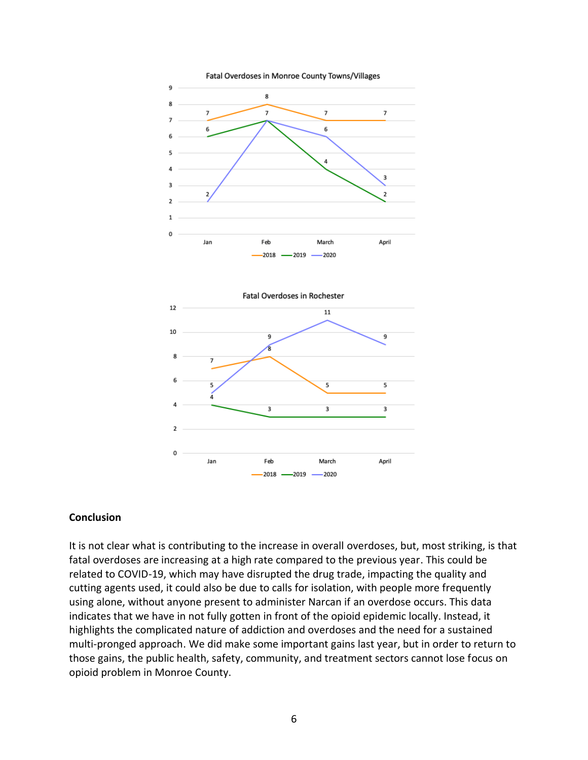Fatal Overdoses in Monroe County Towns/Villages

9
8
7
6
5
4
3
2
1
0

Jan
Feb
March
April

7
8
7
7
6
7
4
2
2
7
6
3

2018 2019 2020

Fatal Overdoses in Rochester

12
10
8
6
4
2
0

Jan
Feb
March
April

7
8
5
5
4
3
3
3
5
9
11
9

2018 2019 2020

**Conclusion**

It is not clear what is contributing to the increase in overall overdoses, but, most striking, is that fatal overdoses are increasing at a high rate compared to the previous year. This could be related to COVID-19, which may have disrupted the drug trade, impacting the quality and cutting agents used, it could also be due to calls for isolation, with people more frequently using alone, without anyone present to administer Narcan if an overdose occurs. This data indicates that we have in not fully gotten in front of the opioid epidemic locally. Instead, it highlights the complicated nature of addiction and overdoses and the need for a sustained multi-pronged approach. We did make some important gains last year, but in order to return to those gains, the public health, safety, community, and treatment sectors cannot lose focus on opioid problem in Monroe County.